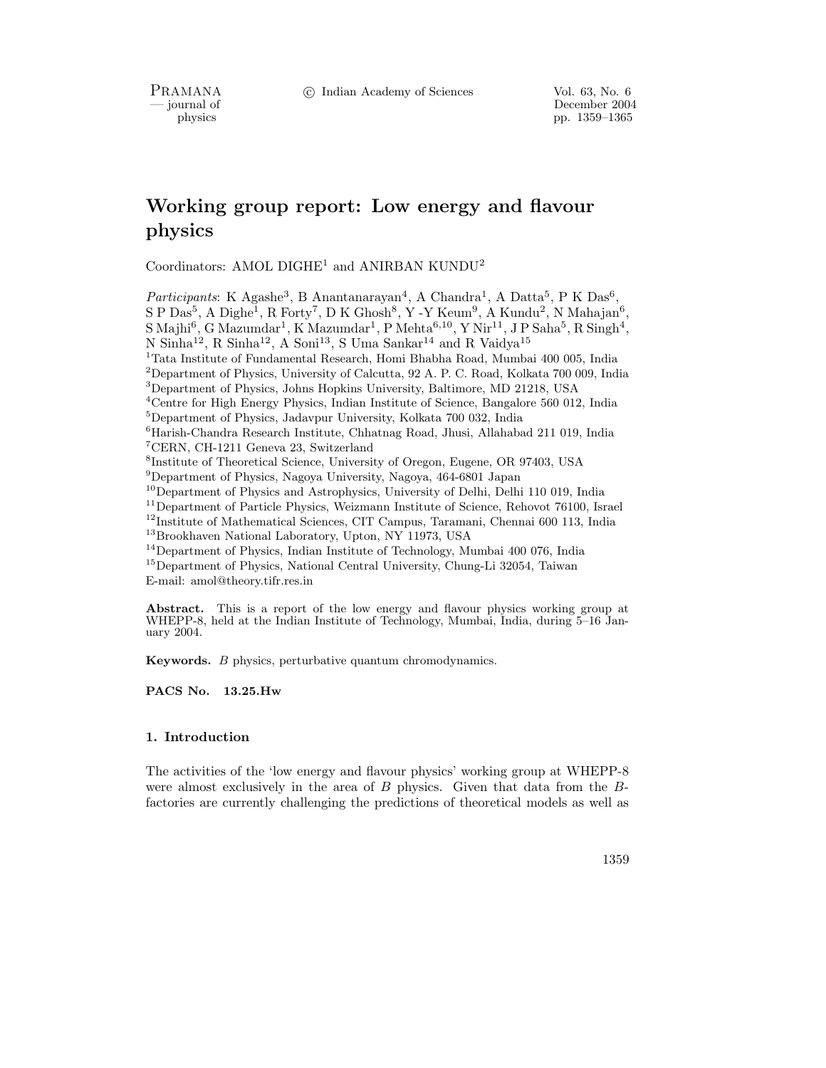# Working group report: Low energy and flavour physics

Coordinators: AMOL DIGHE[1] and ANIRBAN KUNDU[2]

*Participants*: K Agashe[3], B Anantanarayan[4], A Chandra[1], A Datta[5], P K Das[6], S P Das[5], A Dighe[1], R Forty[7], D K Ghosh[8], Y -Y Keum[9], A Kundu[2], N Mahajan[6], S Majhi[6], G Mazumdar[1], K Mazumdar[1], P Mehta[6,10], Y Nir[11], J P Saha[5], R Singh[4], N Sinha[12], R Sinha[12], A Soni[13], S Uma Sankar[14] and R Vaidya[15]

[1]Tata Institute of Fundamental Research, Homi Bhabha Road, Mumbai 400 005, India
[2]Department of Physics, University of Calcutta, 92 A. P. C. Road, Kolkata 700 009, India
[3]Department of Physics, Johns Hopkins University, Baltimore, MD 21218, USA
[4]Centre for High Energy Physics, Indian Institute of Science, Bangalore 560 012, India
[5]Department of Physics, Jadavpur University, Kolkata 700 032, India
[6]Harish-Chandra Research Institute, Chhatnag Road, Jhusi, Allahabad 211 019, India
[7]CERN, CH-1211 Geneva 23, Switzerland
[8]Institute of Theoretical Science, University of Oregon, Eugene, OR 97403, USA
[9]Department of Physics, Nagoya University, Nagoya, 464-6801 Japan
[10]Department of Physics and Astrophysics, University of Delhi, Delhi 110 019, India
[11]Department of Particle Physics, Weizmann Institute of Science, Rehovot 76100, Israel
[12]Institute of Mathematical Sciences, CIT Campus, Taramani, Chennai 600 113, India
[13]Brookhaven National Laboratory, Upton, NY 11973, USA
[14]Department of Physics, Indian Institute of Technology, Mumbai 400 076, India
[15]Department of Physics, National Central University, Chung-Li 32054, Taiwan
E-mail: amol@theory.tifr.res.in

**Abstract.** This is a report of the low energy and flavour physics working group at WHEPP-8, held at the Indian Institute of Technology, Mumbai, India, during 5–16 January 2004.

**Keywords.** $B$ physics, perturbative quantum chromodynamics.

**PACS No.** **13.25.Hw**

## 1. Introduction

The activities of the 'low energy and flavour physics' working group at WHEPP-8 were almost exclusively in the area of $B$ physics. Given that data from the $B$-factories are currently challenging the predictions of theoretical models as well as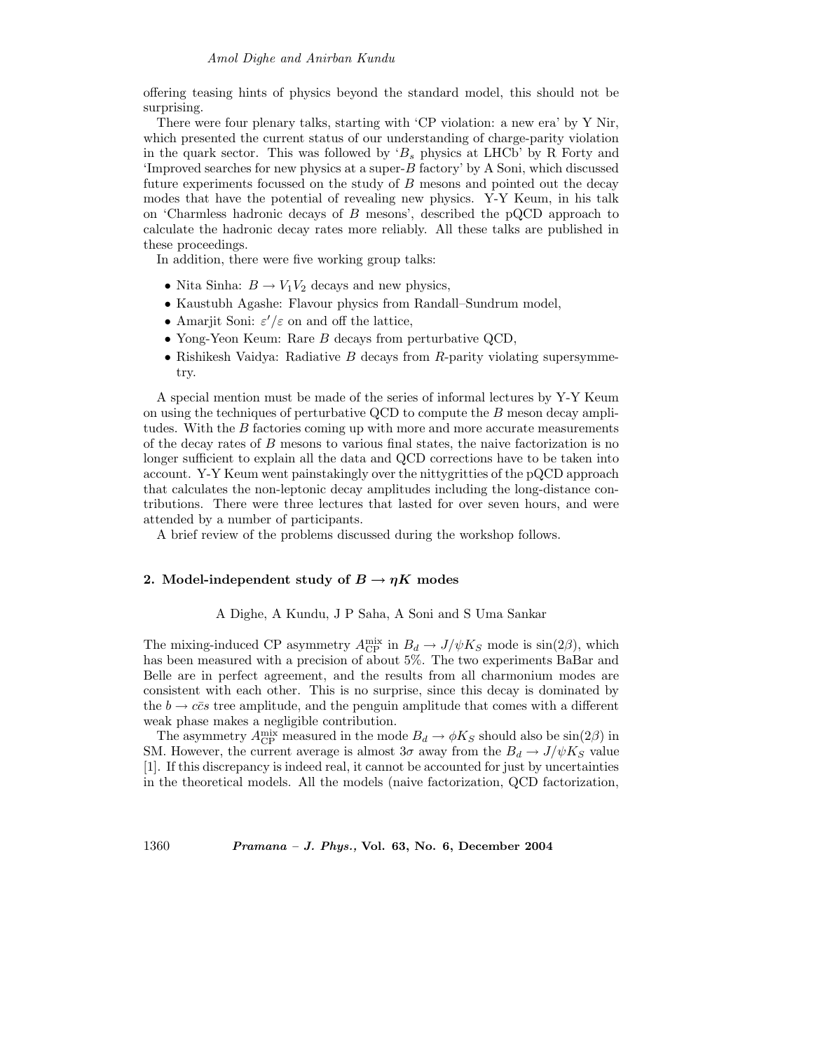offering teasing hints of physics beyond the standard model, this should not be surprising.

There were four plenary talks, starting with 'CP violation: a new era' by Y Nir, which presented the current status of our understanding of charge-parity violation in the quark sector. This was followed by '$B_s$ physics at LHCb' by R Forty and 'Improved searches for new physics at a super-$B$ factory' by A Soni, which discussed future experiments focussed on the study of $B$ mesons and pointed out the decay modes that have the potential of revealing new physics. Y-Y Keum, in his talk on 'Charmless hadronic decays of $B$ mesons', described the pQCD approach to calculate the hadronic decay rates more reliably. All these talks are published in these proceedings.

In addition, there were five working group talks:

- Nita Sinha: $B \to V_1 V_2$ decays and new physics,
- Kaustubh Agashe: Flavour physics from Randall–Sundrum model,
- Amarjit Soni: $\varepsilon'/\varepsilon$ on and off the lattice,
- Yong-Yeon Keum: Rare $B$ decays from perturbative QCD,
- Rishikesh Vaidya: Radiative $B$ decays from $R$-parity violating supersymmetry.

A special mention must be made of the series of informal lectures by Y-Y Keum on using the techniques of perturbative QCD to compute the $B$ meson decay amplitudes. With the $B$ factories coming up with more and more accurate measurements of the decay rates of $B$ mesons to various final states, the naive factorization is no longer sufficient to explain all the data and QCD corrections have to be taken into account. Y-Y Keum went painstakingly over the nittygritties of the pQCD approach that calculates the non-leptonic decay amplitudes including the long-distance contributions. There were three lectures that lasted for over seven hours, and were attended by a number of participants.

A brief review of the problems discussed during the workshop follows.

## 2. Model-independent study of $B \to \eta K$ modes

A Dighe, A Kundu, J P Saha, A Soni and S Uma Sankar

The mixing-induced CP asymmetry $A_{\rm CP}^{\rm mix}$ in $B_d \to J/\psi K_S$ mode is $\sin(2\beta)$, which has been measured with a precision of about 5%. The two experiments BaBar and Belle are in perfect agreement, and the results from all charmonium modes are consistent with each other. This is no surprise, since this decay is dominated by the $b \to c\bar{c}s$ tree amplitude, and the penguin amplitude that comes with a different weak phase makes a negligible contribution.

The asymmetry $A_{\rm CP}^{\rm mix}$ measured in the mode $B_d \to \phi K_S$ should also be $\sin(2\beta)$ in SM. However, the current average is almost $3\sigma$ away from the $B_d \to J/\psi K_S$ value [1]. If this discrepancy is indeed real, it cannot be accounted for just by uncertainties in the theoretical models. All the models (naive factorization, QCD factorization,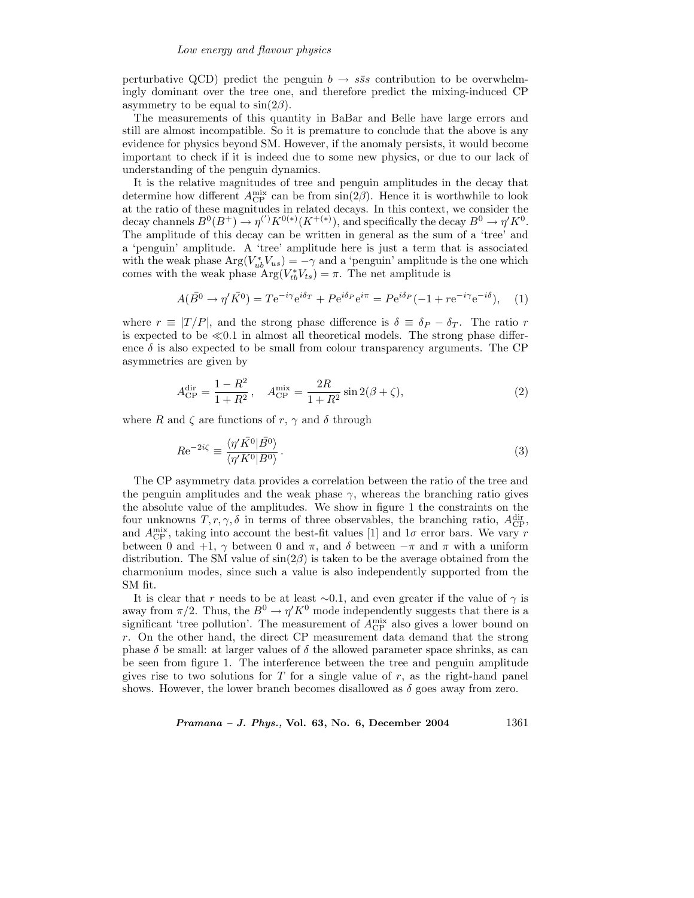perturbative QCD) predict the penguin $b \to s\bar{s}s$ contribution to be overwhelmingly dominant over the tree one, and therefore predict the mixing-induced CP asymmetry to be equal to $\sin(2\beta)$.

The measurements of this quantity in BaBar and Belle have large errors and still are almost incompatible. So it is premature to conclude that the above is any evidence for physics beyond SM. However, if the anomaly persists, it would become important to check if it is indeed due to some new physics, or due to our lack of understanding of the penguin dynamics.

It is the relative magnitudes of tree and penguin amplitudes in the decay that determine how different $A_{\rm CP}^{\rm mix}$ can be from $\sin(2\beta)$. Hence it is worthwhile to look at the ratio of these magnitudes in related decays. In this context, we consider the decay channels $B^0(B^+) \to \eta^{(\prime)} K^{0(*)}(K^{+(*)})$, and specifically the decay $B^0 \to \eta' K^0$. The amplitude of this decay can be written in general as the sum of a 'tree' and a 'penguin' amplitude. A 'tree' amplitude here is just a term that is associated with the weak phase ${\rm Arg}(V_{ub}^* V_{us}) = -\gamma$ and a 'penguin' amplitude is the one which comes with the weak phase ${\rm Arg}(V_{tb}^* V_{ts}) = \pi$. The net amplitude is

$$A(\bar{B^0} \to \eta' \bar{K^0}) = T {\rm e}^{-i\gamma} {\rm e}^{i\delta_T} + P {\rm e}^{i\delta_P} {\rm e}^{i\pi} = P {\rm e}^{i\delta_P}(-1 + r{\rm e}^{-i\gamma}{\rm e}^{-i\delta}), \quad (1)$$

where $r \equiv |T/P|$, and the strong phase difference is $\delta \equiv \delta_P - \delta_T$. The ratio $r$ is expected to be $\ll 0.1$ in almost all theoretical models. The strong phase difference $\delta$ is also expected to be small from colour transparency arguments. The CP asymmetries are given by

$$A_{\rm CP}^{\rm dir} = \frac{1 - R^2}{1 + R^2}\,, \quad A_{\rm CP}^{\rm mix} = \frac{2R}{1 + R^2} \sin 2(\beta + \zeta), \quad (2)$$

where $R$ and $\zeta$ are functions of $r$, $\gamma$ and $\delta$ through

$$R{\rm e}^{-2i\zeta} \equiv \frac{\langle \eta' \bar{K^0} | \bar{B^0} \rangle}{\langle \eta' K^0 | B^0 \rangle}\,. \quad (3)$$

The CP asymmetry data provides a correlation between the ratio of the tree and the penguin amplitudes and the weak phase $\gamma$, whereas the branching ratio gives the absolute value of the amplitudes. We show in figure 1 the constraints on the four unknowns $T, r, \gamma, \delta$ in terms of three observables, the branching ratio, $A_{\rm CP}^{\rm dir}$, and $A_{\rm CP}^{\rm mix}$, taking into account the best-fit values [1] and $1\sigma$ error bars. We vary $r$ between 0 and $+1$, $\gamma$ between 0 and $\pi$, and $\delta$ between $-\pi$ and $\pi$ with a uniform distribution. The SM value of $\sin(2\beta)$ is taken to be the average obtained from the charmonium modes, since such a value is also independently supported from the SM fit.

It is clear that $r$ needs to be at least $\sim$0.1, and even greater if the value of $\gamma$ is away from $\pi/2$. Thus, the $B^0 \to \eta' K^0$ mode independently suggests that there is a significant 'tree pollution'. The measurement of $A_{\rm CP}^{\rm mix}$ also gives a lower bound on $r$. On the other hand, the direct CP measurement data demand that the strong phase $\delta$ be small: at larger values of $\delta$ the allowed parameter space shrinks, as can be seen from figure 1. The interference between the tree and penguin amplitude gives rise to two solutions for $T$ for a single value of $r$, as the right-hand panel shows. However, the lower branch becomes disallowed as $\delta$ goes away from zero.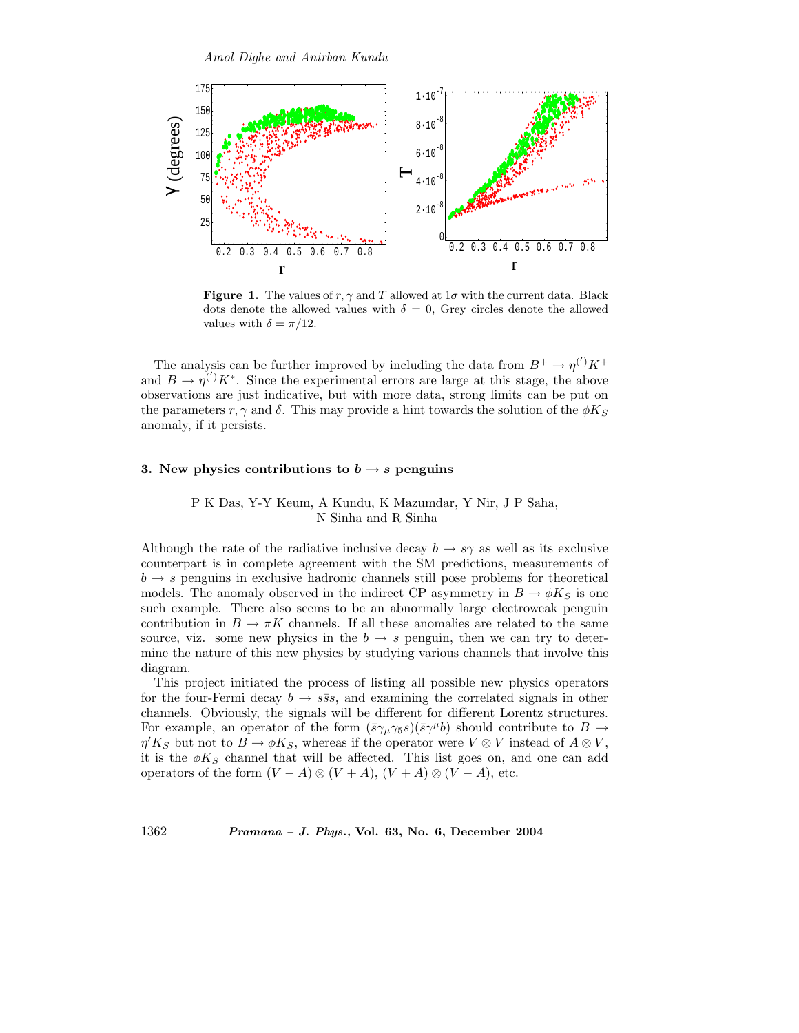**Figure 1.** The values of $r, \gamma$ and $T$ allowed at $1\sigma$ with the current data. Black dots denote the allowed values with $\delta = 0$, Grey circles denote the allowed values with $\delta = \pi/12$.

The analysis can be further improved by including the data from $B^+ \to \eta^{(')} K^+$ and $B \to \eta^{(')} K^*$. Since the experimental errors are large at this stage, the above observations are just indicative, but with more data, strong limits can be put on the parameters $r, \gamma$ and $\delta$. This may provide a hint towards the solution of the $\phi K_S$ anomaly, if it persists.

### 3. New physics contributions to $b \to s$ penguins

P K Das, Y-Y Keum, A Kundu, K Mazumdar, Y Nir, J P Saha, N Sinha and R Sinha

Although the rate of the radiative inclusive decay $b \to s\gamma$ as well as its exclusive counterpart is in complete agreement with the SM predictions, measurements of $b \to s$ penguins in exclusive hadronic channels still pose problems for theoretical models. The anomaly observed in the indirect CP asymmetry in $B \to \phi K_S$ is one such example. There also seems to be an abnormally large electroweak penguin contribution in $B \to \pi K$ channels. If all these anomalies are related to the same source, viz. some new physics in the $b \to s$ penguin, then we can try to determine the nature of this new physics by studying various channels that involve this diagram.

This project initiated the process of listing all possible new physics operators for the four-Fermi decay $b \to s\bar{s}s$, and examining the correlated signals in other channels. Obviously, the signals will be different for different Lorentz structures. For example, an operator of the form $(\bar{s}\gamma_\mu\gamma_5 s)(\bar{s}\gamma^\mu b)$ should contribute to $B \to \eta' K_S$ but not to $B \to \phi K_S$, whereas if the operator were $V \otimes V$ instead of $A \otimes V$, it is the $\phi K_S$ channel that will be affected. This list goes on, and one can add operators of the form $(V - A) \otimes (V + A)$, $(V + A) \otimes (V - A)$, etc.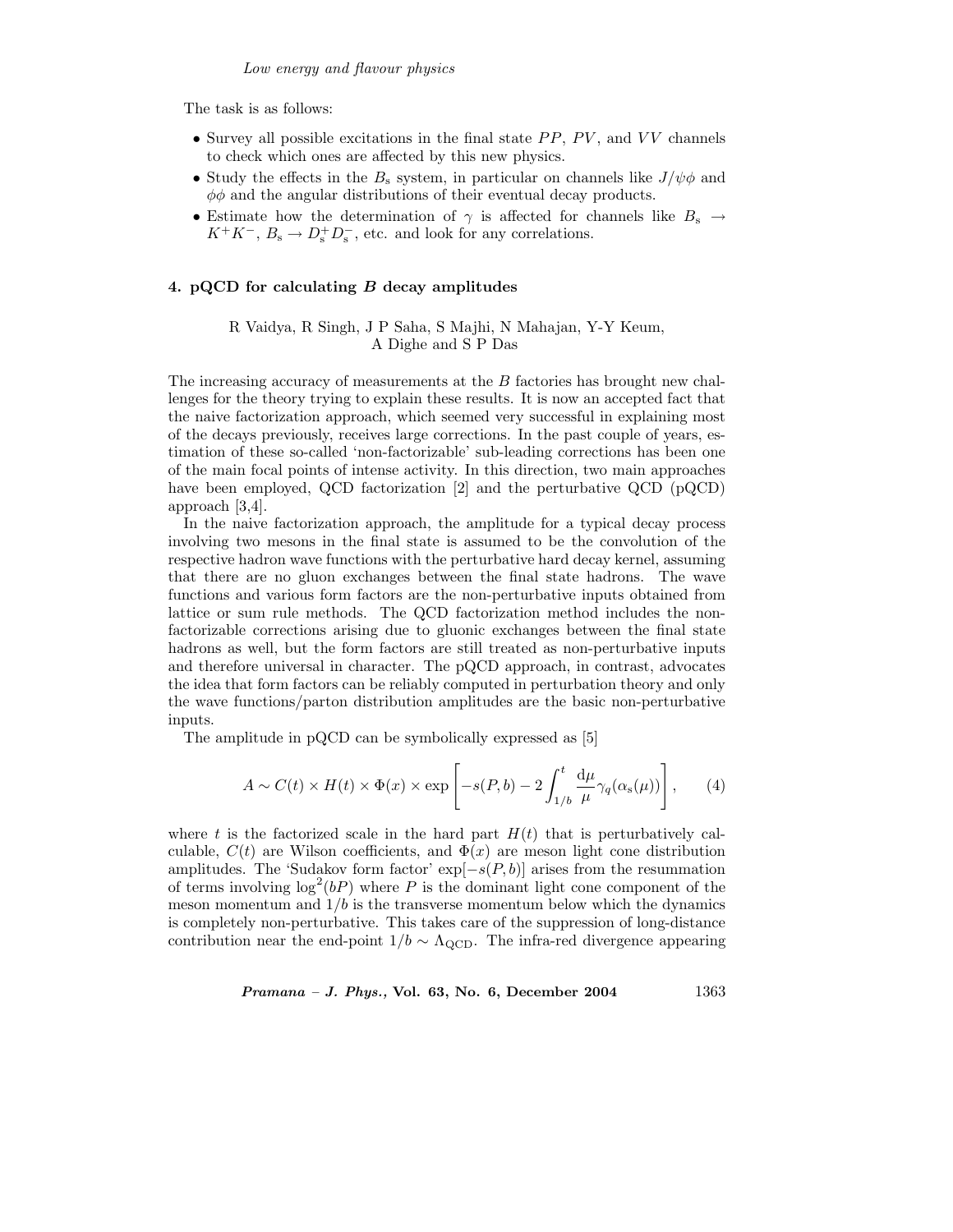The task is as follows:

- Survey all possible excitations in the final state $PP$, $PV$, and $VV$ channels to check which ones are affected by this new physics.
- Study the effects in the $B_s$ system, in particular on channels like $J/\psi\phi$ and $\phi\phi$ and the angular distributions of their eventual decay products.
- Estimate how the determination of $\gamma$ is affected for channels like $B_s \to K^+K^-$, $B_s \to D_s^+ D_s^-$, etc. and look for any correlations.

## 4. pQCD for calculating $B$ decay amplitudes

R Vaidya, R Singh, J P Saha, S Majhi, N Mahajan, Y-Y Keum, A Dighe and S P Das

The increasing accuracy of measurements at the $B$ factories has brought new challenges for the theory trying to explain these results. It is now an accepted fact that the naive factorization approach, which seemed very successful in explaining most of the decays previously, receives large corrections. In the past couple of years, estimation of these so-called 'non-factorizable' sub-leading corrections has been one of the main focal points of intense activity. In this direction, two main approaches have been employed, QCD factorization [2] and the perturbative QCD (pQCD) approach [3,4].

In the naive factorization approach, the amplitude for a typical decay process involving two mesons in the final state is assumed to be the convolution of the respective hadron wave functions with the perturbative hard decay kernel, assuming that there are no gluon exchanges between the final state hadrons. The wave functions and various form factors are the non-perturbative inputs obtained from lattice or sum rule methods. The QCD factorization method includes the non-factorizable corrections arising due to gluonic exchanges between the final state hadrons as well, but the form factors are still treated as non-perturbative inputs and therefore universal in character. The pQCD approach, in contrast, advocates the idea that form factors can be reliably computed in perturbation theory and only the wave functions/parton distribution amplitudes are the basic non-perturbative inputs.

The amplitude in pQCD can be symbolically expressed as [5]

$$A \sim C(t) \times H(t) \times \Phi(x) \times \exp\left[-s(P,b) - 2\int_{1/b}^{t} \frac{\mathrm{d}\mu}{\mu}\gamma_q(\alpha_s(\mu))\right], \qquad (4)$$

where $t$ is the factorized scale in the hard part $H(t)$ that is perturbatively calculable, $C(t)$ are Wilson coefficients, and $\Phi(x)$ are meson light cone distribution amplitudes. The 'Sudakov form factor' $\exp[-s(P,b)]$ arises from the resummation of terms involving $\log^2(bP)$ where $P$ is the dominant light cone component of the meson momentum and $1/b$ is the transverse momentum below which the dynamics is completely non-perturbative. This takes care of the suppression of long-distance contribution near the end-point $1/b \sim \Lambda_{\mathrm{QCD}}$. The infra-red divergence appearing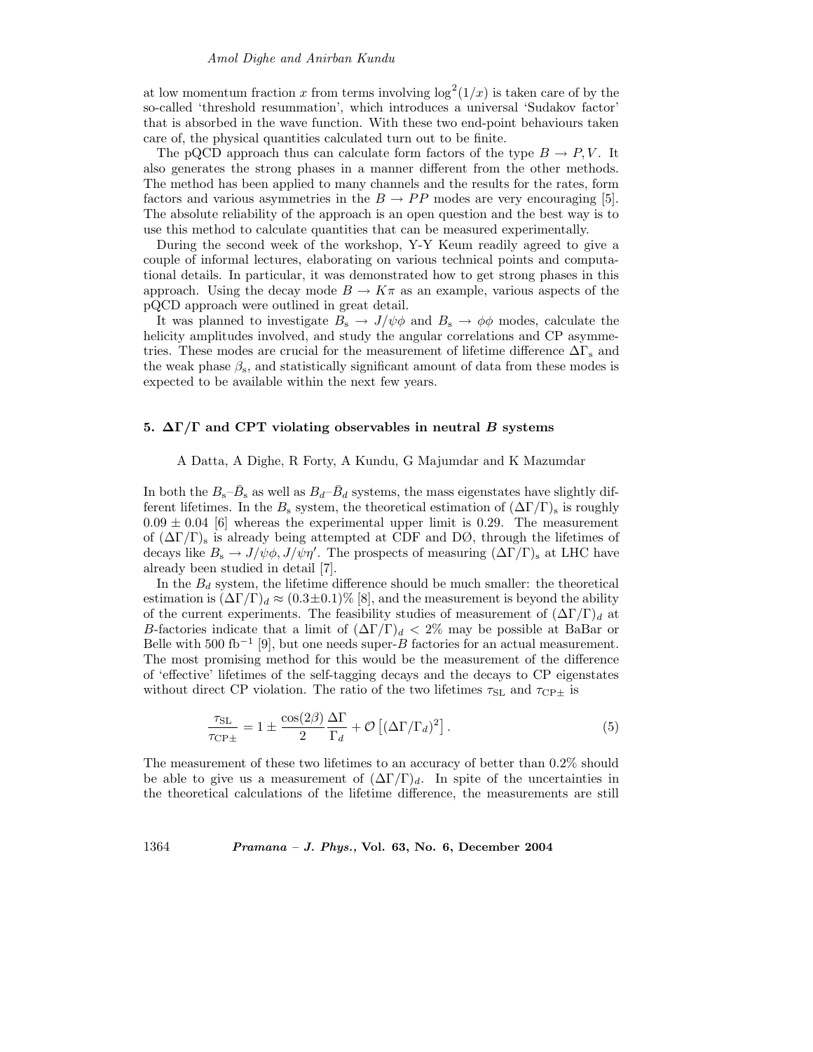at low momentum fraction $x$ from terms involving $\log^2(1/x)$ is taken care of by the so-called 'threshold resummation', which introduces a universal 'Sudakov factor' that is absorbed in the wave function. With these two end-point behaviours taken care of, the physical quantities calculated turn out to be finite.

The pQCD approach thus can calculate form factors of the type $B \to P, V$. It also generates the strong phases in a manner different from the other methods. The method has been applied to many channels and the results for the rates, form factors and various asymmetries in the $B \to PP$ modes are very encouraging [5]. The absolute reliability of the approach is an open question and the best way is to use this method to calculate quantities that can be measured experimentally.

During the second week of the workshop, Y-Y Keum readily agreed to give a couple of informal lectures, elaborating on various technical points and computational details. In particular, it was demonstrated how to get strong phases in this approach. Using the decay mode $B \to K\pi$ as an example, various aspects of the pQCD approach were outlined in great detail.

It was planned to investigate $B_s \to J/\psi\phi$ and $B_s \to \phi\phi$ modes, calculate the helicity amplitudes involved, and study the angular correlations and CP asymmetries. These modes are crucial for the measurement of lifetime difference $\Delta\Gamma_s$ and the weak phase $\beta_s$, and statistically significant amount of data from these modes is expected to be available within the next few years.

## 5. $\Delta\Gamma/\Gamma$ and CPT violating observables in neutral $B$ systems

A Datta, A Dighe, R Forty, A Kundu, G Majumdar and K Mazumdar

In both the $B_s$–$\bar{B}_s$ as well as $B_d$–$\bar{B}_d$ systems, the mass eigenstates have slightly different lifetimes. In the $B_s$ system, the theoretical estimation of $(\Delta\Gamma/\Gamma)_s$ is roughly $0.09 \pm 0.04$ [6] whereas the experimental upper limit is 0.29. The measurement of $(\Delta\Gamma/\Gamma)_s$ is already being attempted at CDF and DØ, through the lifetimes of decays like $B_s \to J/\psi\phi, J/\psi\eta'$. The prospects of measuring $(\Delta\Gamma/\Gamma)_s$ at LHC have already been studied in detail [7].

In the $B_d$ system, the lifetime difference should be much smaller: the theoretical estimation is $(\Delta\Gamma/\Gamma)_d \approx (0.3 \pm 0.1)\%$ [8], and the measurement is beyond the ability of the current experiments. The feasibility studies of measurement of $(\Delta\Gamma/\Gamma)_d$ at $B$-factories indicate that a limit of $(\Delta\Gamma/\Gamma)_d < 2\%$ may be possible at BaBar or Belle with 500 fb$^{-1}$ [9], but one needs super-$B$ factories for an actual measurement. The most promising method for this would be the measurement of the difference of 'effective' lifetimes of the self-tagging decays and the decays to CP eigenstates without direct CP violation. The ratio of the two lifetimes $\tau_{\rm SL}$ and $\tau_{\rm CP\pm}$ is

$$\frac{\tau_{\rm SL}}{\tau_{\rm CP\pm}} = 1 \pm \frac{\cos(2\beta)}{2}\frac{\Delta\Gamma}{\Gamma_d} + \mathcal{O}\left[(\Delta\Gamma/\Gamma_d)^2\right]. \tag{5}$$

The measurement of these two lifetimes to an accuracy of better than 0.2% should be able to give us a measurement of $(\Delta\Gamma/\Gamma)_d$. In spite of the uncertainties in the theoretical calculations of the lifetime difference, the measurements are still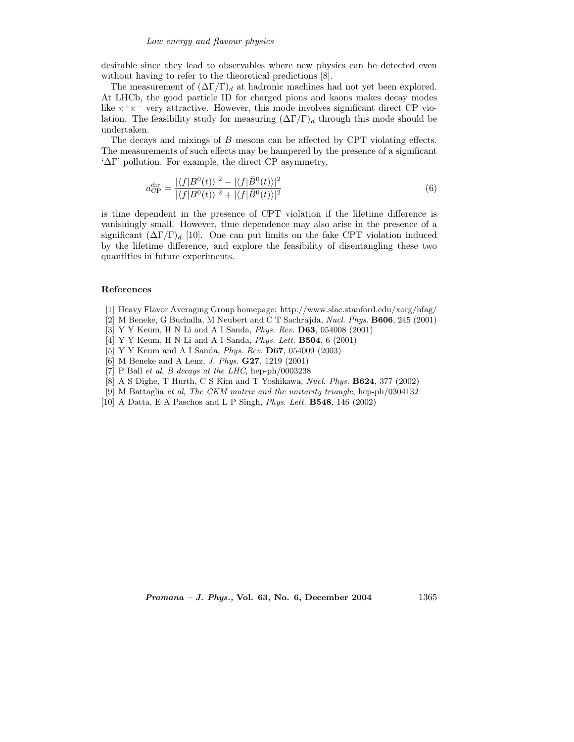desirable since they lead to observables where new physics can be detected even without having to refer to the theoretical predictions [8].

The measurement of $(\Delta\Gamma/\Gamma)_d$ at hadronic machines had not yet been explored. At LHCb, the good particle ID for charged pions and kaons makes decay modes like $\pi^+\pi^-$ very attractive. However, this mode involves significant direct CP violation. The feasibility study for measuring $(\Delta\Gamma/\Gamma)_d$ through this mode should be undertaken.

The decays and mixings of $B$ mesons can be affected by CPT violating effects. The measurements of such effects may be hampered by the presence of a significant '$\Delta\Gamma$' pollution. For example, the direct CP asymmetry,

$$a_{\rm CP}^{\rm dir} = \frac{|\langle f|B^0(t)\rangle|^2 - |\langle f|\bar{B}^0(t)\rangle|^2}{|\langle f|B^0(t)\rangle|^2 + |\langle f|\bar{B}^0(t)\rangle|^2} \tag{6}$$

is time dependent in the presence of CPT violation if the lifetime difference is vanishingly small. However, time dependence may also arise in the presence of a significant $(\Delta\Gamma/\Gamma)_d$ [10]. One can put limits on the fake CPT violation induced by the lifetime difference, and explore the feasibility of disentangling these two quantities in future experiments.

## References

[1] Heavy Flavor Averaging Group homepage: http://www.slac.stanford.edu/xorg/hfag/

[2] M Beneke, G Buchalla, M Neubert and C T Sachrajda, *Nucl. Phys.* **B606**, 245 (2001)

[3] Y Y Keum, H N Li and A I Sanda, *Phys. Rev.* **D63**, 054008 (2001)

[4] Y Y Keum, H N Li and A I Sanda, *Phys. Lett.* **B504**, 6 (2001)

[5] Y Y Keum and A I Sanda, *Phys. Rev.* **D67**, 054009 (2003)

[6] M Beneke and A Lenz, *J. Phys.* **G27**, 1219 (2001)

[7] P Ball *et al*, *B decays at the LHC*, hep-ph/0003238

[8] A S Dighe, T Hurth, C S Kim and T Yoshikawa, *Nucl. Phys.* **B624**, 377 (2002)

[9] M Battaglia *et al*, *The CKM matrix and the unitarity triangle*, hep-ph/0304132

[10] A Datta, E A Paschos and L P Singh, *Phys. Lett.* **B548**, 146 (2002)